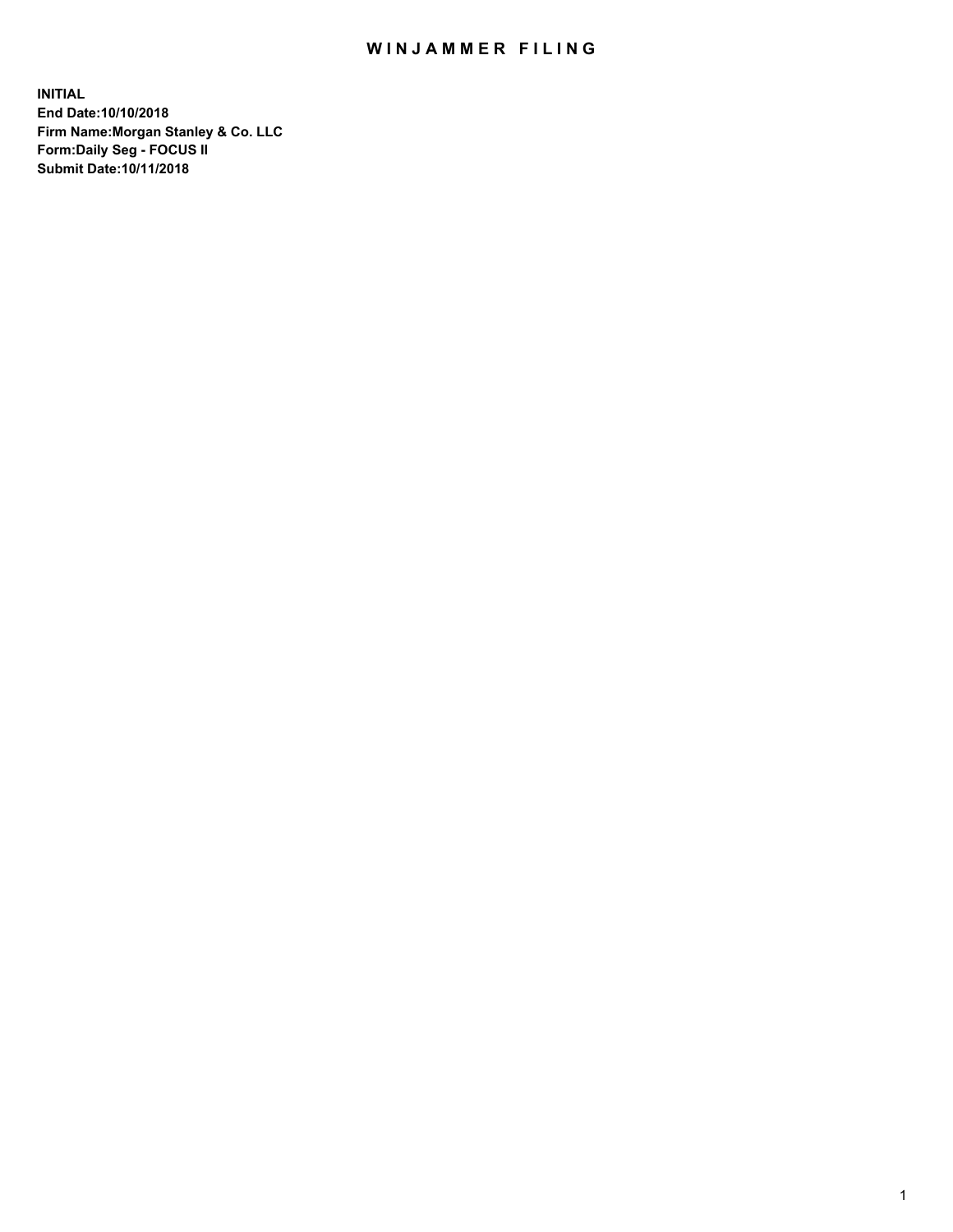# WINJAMMER FILING

**INITIAL**
**End Date:10/10/2018**
**Firm Name:Morgan Stanley & Co. LLC**
**Form:Daily Seg - FOCUS II**
**Submit Date:10/11/2018**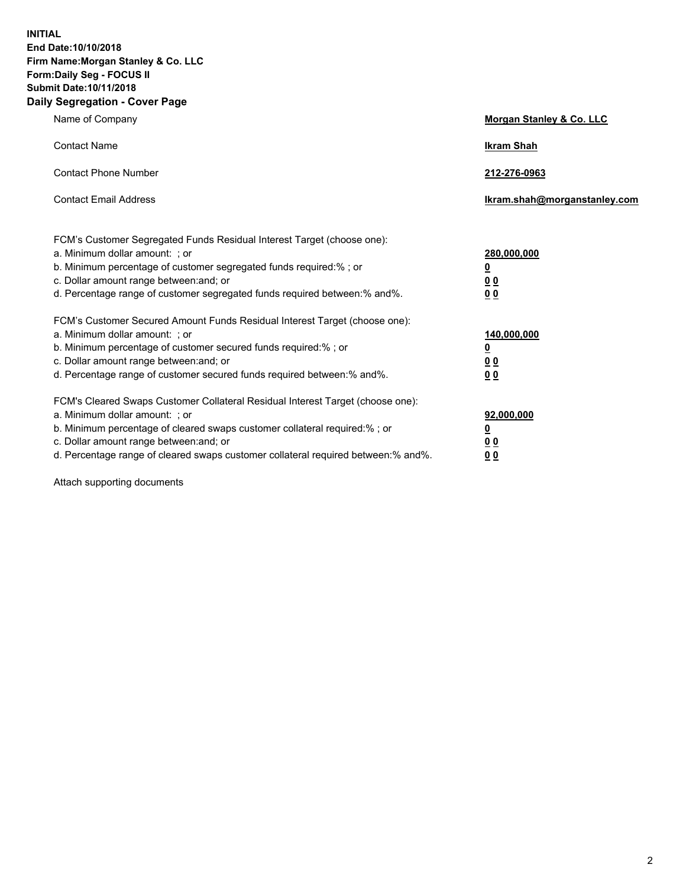**INITIAL**
**End Date:10/10/2018**
**Firm Name:Morgan Stanley & Co. LLC**
**Form:Daily Seg - FOCUS II**
**Submit Date:10/11/2018**
**Daily Segregation - Cover Page**

| | |
|---|---|
| Name of Company | **Morgan Stanley & Co. LLC** |
| Contact Name | **Ikram Shah** |
| Contact Phone Number | **212-276-0963** |
| Contact Email Address | **Ikram.shah@morganstanley.com** |

| | |
|---|---|
| FCM's Customer Segregated Funds Residual Interest Target (choose one): | |
| a. Minimum dollar amount: ; or | **280,000,000** |
| b. Minimum percentage of customer segregated funds required:% ; or | **0** |
| c. Dollar amount range between:and; or | **0 0** |
| d. Percentage range of customer segregated funds required between:% and%. | **0 0** |
| FCM's Customer Secured Amount Funds Residual Interest Target (choose one): | |
| a. Minimum dollar amount: ; or | **140,000,000** |
| b. Minimum percentage of customer secured funds required:% ; or | **0** |
| c. Dollar amount range between:and; or | **0 0** |
| d. Percentage range of customer secured funds required between:% and%. | **0 0** |
| FCM's Cleared Swaps Customer Collateral Residual Interest Target (choose one): | |
| a. Minimum dollar amount: ; or | **92,000,000** |
| b. Minimum percentage of cleared swaps customer collateral required:% ; or | **0** |
| c. Dollar amount range between:and; or | **0 0** |
| d. Percentage range of cleared swaps customer collateral required between:% and%. | **0 0** |

Attach supporting documents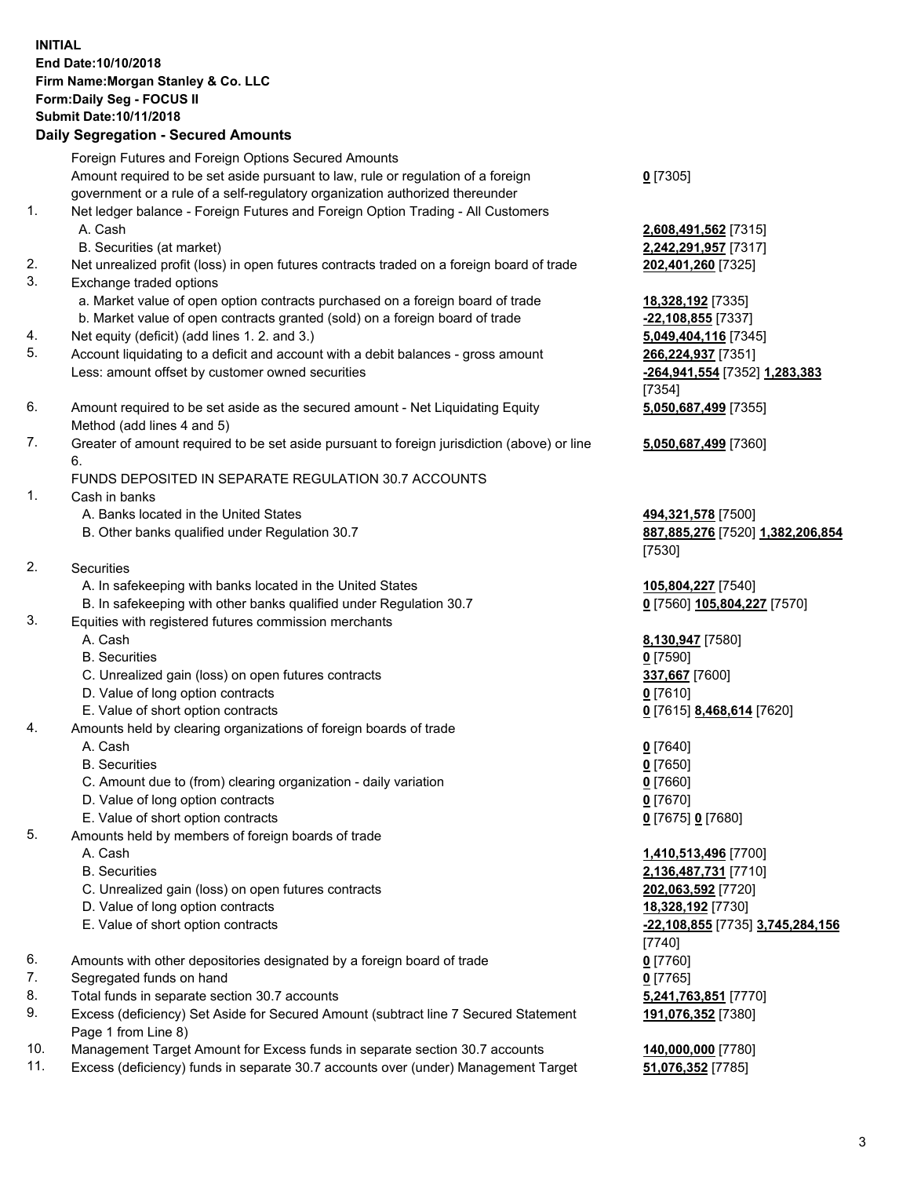**INITIAL**
**End Date:10/10/2018**
**Firm Name:Morgan Stanley & Co. LLC**
**Form:Daily Seg - FOCUS II**
**Submit Date:10/11/2018**
**Daily Segregation - Secured Amounts**

| | | |
|---|---|---|
| | Foreign Futures and Foreign Options Secured Amounts | |
| | Amount required to be set aside pursuant to law, rule or regulation of a foreign government or a rule of a self-regulatory organization authorized thereunder | **0** [7305] |
| 1. | Net ledger balance - Foreign Futures and Foreign Option Trading - All Customers | |
| | A. Cash | **2,608,491,562** [7315] |
| | B. Securities (at market) | **2,242,291,957** [7317] |
| 2. | Net unrealized profit (loss) in open futures contracts traded on a foreign board of trade | **202,401,260** [7325] |
| 3. | Exchange traded options | |
| | a. Market value of open option contracts purchased on a foreign board of trade | **18,328,192** [7335] |
| | b. Market value of open contracts granted (sold) on a foreign board of trade | **-22,108,855** [7337] |
| 4. | Net equity (deficit) (add lines 1. 2. and 3.) | **5,049,404,116** [7345] |
| 5. | Account liquidating to a deficit and account with a debit balances - gross amount | **266,224,937** [7351] |
| | Less: amount offset by customer owned securities | **-264,941,554** [7352] **1,283,383** [7354] |
| 6. | Amount required to be set aside as the secured amount - Net Liquidating Equity Method (add lines 4 and 5) | **5,050,687,499** [7355] |
| 7. | Greater of amount required to be set aside pursuant to foreign jurisdiction (above) or line 6. | **5,050,687,499** [7360] |
| | FUNDS DEPOSITED IN SEPARATE REGULATION 30.7 ACCOUNTS | |
| 1. | Cash in banks | |
| | A. Banks located in the United States | **494,321,578** [7500] |
| | B. Other banks qualified under Regulation 30.7 | **887,885,276** [7520] **1,382,206,854** [7530] |
| 2. | Securities | |
| | A. In safekeeping with banks located in the United States | **105,804,227** [7540] |
| | B. In safekeeping with other banks qualified under Regulation 30.7 | **0** [7560] **105,804,227** [7570] |
| 3. | Equities with registered futures commission merchants | |
| | A. Cash | **8,130,947** [7580] |
| | B. Securities | **0** [7590] |
| | C. Unrealized gain (loss) on open futures contracts | **337,667** [7600] |
| | D. Value of long option contracts | **0** [7610] |
| | E. Value of short option contracts | **0** [7615] **8,468,614** [7620] |
| 4. | Amounts held by clearing organizations of foreign boards of trade | |
| | A. Cash | **0** [7640] |
| | B. Securities | **0** [7650] |
| | C. Amount due to (from) clearing organization - daily variation | **0** [7660] |
| | D. Value of long option contracts | **0** [7670] |
| | E. Value of short option contracts | **0** [7675] **0** [7680] |
| 5. | Amounts held by members of foreign boards of trade | |
| | A. Cash | **1,410,513,496** [7700] |
| | B. Securities | **2,136,487,731** [7710] |
| | C. Unrealized gain (loss) on open futures contracts | **202,063,592** [7720] |
| | D. Value of long option contracts | **18,328,192** [7730] |
| | E. Value of short option contracts | **-22,108,855** [7735] **3,745,284,156** [7740] |
| 6. | Amounts with other depositories designated by a foreign board of trade | **0** [7760] |
| 7. | Segregated funds on hand | **0** [7765] |
| 8. | Total funds in separate section 30.7 accounts | **5,241,763,851** [7770] |
| 9. | Excess (deficiency) Set Aside for Secured Amount (subtract line 7 Secured Statement Page 1 from Line 8) | **191,076,352** [7380] |
| 10. | Management Target Amount for Excess funds in separate section 30.7 accounts | **140,000,000** [7780] |
| 11. | Excess (deficiency) funds in separate 30.7 accounts over (under) Management Target | **51,076,352** [7785] |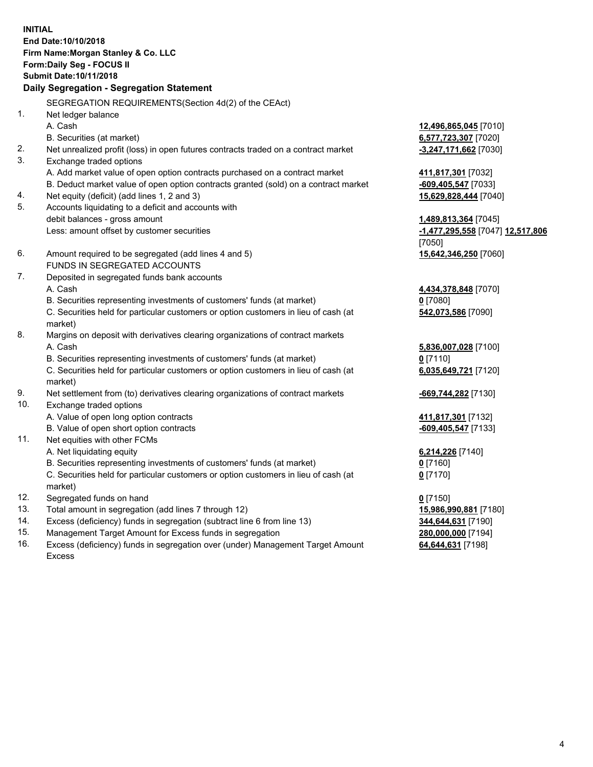**INITIAL**
**End Date:10/10/2018**
**Firm Name:Morgan Stanley & Co. LLC**
**Form:Daily Seg - FOCUS II**
**Submit Date:10/11/2018**

**Daily Segregation - Segregation Statement**

| | | |
|---|---|---|
| | SEGREGATION REQUIREMENTS(Section 4d(2) of the CEAct) | |
| 1. | Net ledger balance | |
| | A. Cash | **12,496,865,045** [7010] |
| | B. Securities (at market) | **6,577,723,307** [7020] |
| 2. | Net unrealized profit (loss) in open futures contracts traded on a contract market | **-3,247,171,662** [7030] |
| 3. | Exchange traded options | |
| | A. Add market value of open option contracts purchased on a contract market | **411,817,301** [7032] |
| | B. Deduct market value of open option contracts granted (sold) on a contract market | **-609,405,547** [7033] |
| 4. | Net equity (deficit) (add lines 1, 2 and 3) | **15,629,828,444** [7040] |
| 5. | Accounts liquidating to a deficit and accounts with debit balances - gross amount | **1,489,813,364** [7045] |
| | Less: amount offset by customer securities | **-1,477,295,558** [7047] **12,517,806** [7050] |
| 6. | Amount required to be segregated (add lines 4 and 5) | **15,642,346,250** [7060] |
| | FUNDS IN SEGREGATED ACCOUNTS | |
| 7. | Deposited in segregated funds bank accounts | |
| | A. Cash | **4,434,378,848** [7070] |
| | B. Securities representing investments of customers' funds (at market) | **0** [7080] |
| | C. Securities held for particular customers or option customers in lieu of cash (at market) | **542,073,586** [7090] |
| 8. | Margins on deposit with derivatives clearing organizations of contract markets | |
| | A. Cash | **5,836,007,028** [7100] |
| | B. Securities representing investments of customers' funds (at market) | **0** [7110] |
| | C. Securities held for particular customers or option customers in lieu of cash (at market) | **6,035,649,721** [7120] |
| 9. | Net settlement from (to) derivatives clearing organizations of contract markets | **-669,744,282** [7130] |
| 10. | Exchange traded options | |
| | A. Value of open long option contracts | **411,817,301** [7132] |
| | B. Value of open short option contracts | **-609,405,547** [7133] |
| 11. | Net equities with other FCMs | |
| | A. Net liquidating equity | **6,214,226** [7140] |
| | B. Securities representing investments of customers' funds (at market) | **0** [7160] |
| | C. Securities held for particular customers or option customers in lieu of cash (at market) | **0** [7170] |
| 12. | Segregated funds on hand | **0** [7150] |
| 13. | Total amount in segregation (add lines 7 through 12) | **15,986,990,881** [7180] |
| 14. | Excess (deficiency) funds in segregation (subtract line 6 from line 13) | **344,644,631** [7190] |
| 15. | Management Target Amount for Excess funds in segregation | **280,000,000** [7194] |
| 16. | Excess (deficiency) funds in segregation over (under) Management Target Amount Excess | **64,644,631** [7198] |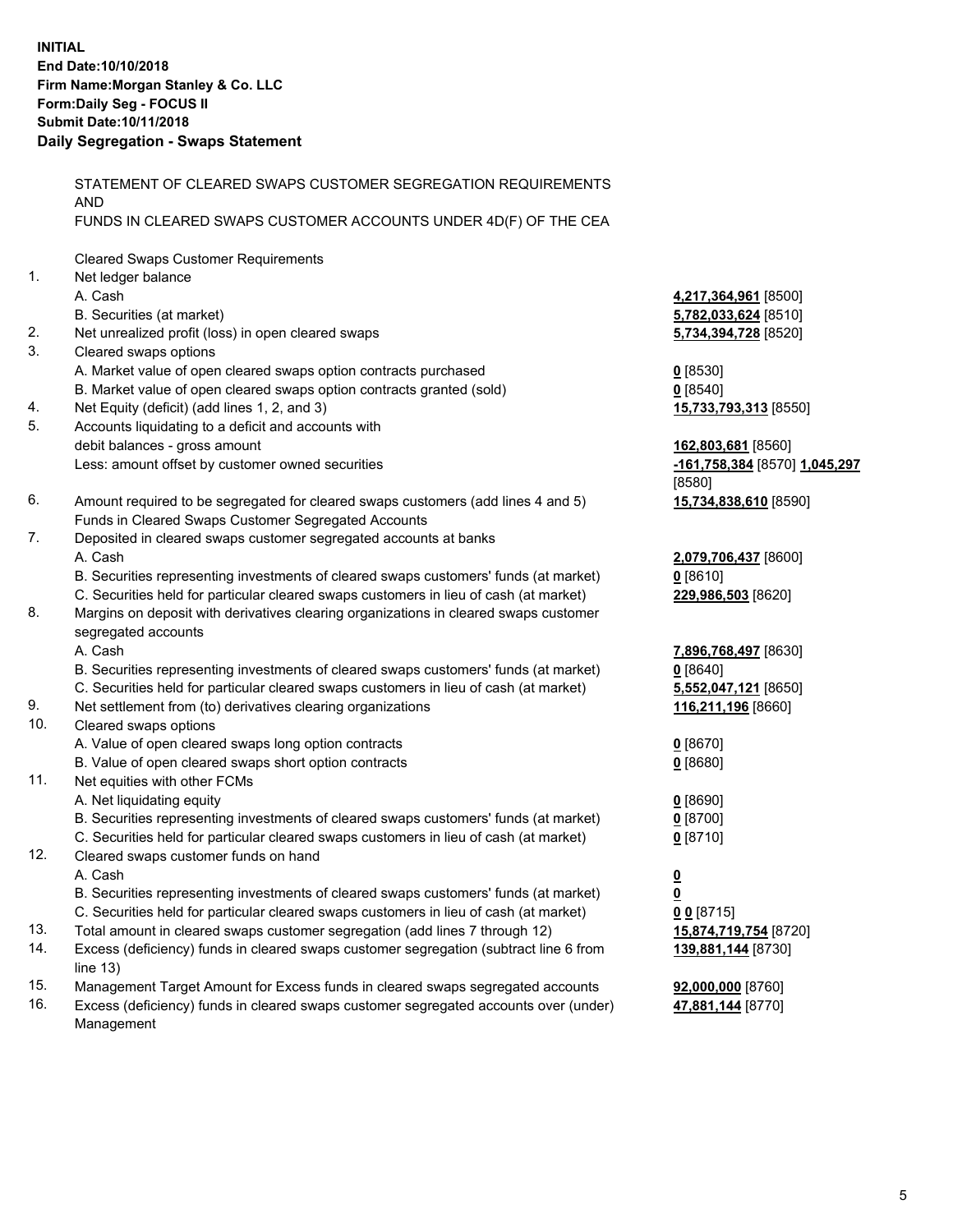**INITIAL**
**End Date:10/10/2018**
**Firm Name:Morgan Stanley & Co. LLC**
**Form:Daily Seg - FOCUS II**
**Submit Date:10/11/2018**
**Daily Segregation - Swaps Statement**

STATEMENT OF CLEARED SWAPS CUSTOMER SEGREGATION REQUIREMENTS AND FUNDS IN CLEARED SWAPS CUSTOMER ACCOUNTS UNDER 4D(F) OF THE CEA

| | | |
|---|---|---|
| | Cleared Swaps Customer Requirements | |
| 1. | Net ledger balance | |
| | A. Cash | **4,217,364,961** [8500] |
| | B. Securities (at market) | **5,782,033,624** [8510] |
| 2. | Net unrealized profit (loss) in open cleared swaps | **5,734,394,728** [8520] |
| 3. | Cleared swaps options | |
| | A. Market value of open cleared swaps option contracts purchased | **0** [8530] |
| | B. Market value of open cleared swaps option contracts granted (sold) | **0** [8540] |
| 4. | Net Equity (deficit) (add lines 1, 2, and 3) | **15,733,793,313** [8550] |
| 5. | Accounts liquidating to a deficit and accounts with debit balances - gross amount | **162,803,681** [8560] |
| | Less: amount offset by customer owned securities | **-161,758,384** [8570] **1,045,297** [8580] |
| 6. | Amount required to be segregated for cleared swaps customers (add lines 4 and 5) | **15,734,838,610** [8590] |
| | Funds in Cleared Swaps Customer Segregated Accounts | |
| 7. | Deposited in cleared swaps customer segregated accounts at banks | |
| | A. Cash | **2,079,706,437** [8600] |
| | B. Securities representing investments of cleared swaps customers' funds (at market) | **0** [8610] |
| | C. Securities held for particular cleared swaps customers in lieu of cash (at market) | **229,986,503** [8620] |
| 8. | Margins on deposit with derivatives clearing organizations in cleared swaps customer segregated accounts | |
| | A. Cash | **7,896,768,497** [8630] |
| | B. Securities representing investments of cleared swaps customers' funds (at market) | **0** [8640] |
| | C. Securities held for particular cleared swaps customers in lieu of cash (at market) | **5,552,047,121** [8650] |
| 9. | Net settlement from (to) derivatives clearing organizations | **116,211,196** [8660] |
| 10. | Cleared swaps options | |
| | A. Value of open cleared swaps long option contracts | **0** [8670] |
| | B. Value of open cleared swaps short option contracts | **0** [8680] |
| 11. | Net equities with other FCMs | |
| | A. Net liquidating equity | **0** [8690] |
| | B. Securities representing investments of cleared swaps customers' funds (at market) | **0** [8700] |
| | C. Securities held for particular cleared swaps customers in lieu of cash (at market) | **0** [8710] |
| 12. | Cleared swaps customer funds on hand | |
| | A. Cash | **0** |
| | B. Securities representing investments of cleared swaps customers' funds (at market) | **0** |
| | C. Securities held for particular cleared swaps customers in lieu of cash (at market) | **0** **0** [8715] |
| 13. | Total amount in cleared swaps customer segregation (add lines 7 through 12) | **15,874,719,754** [8720] |
| 14. | Excess (deficiency) funds in cleared swaps customer segregation (subtract line 6 from line 13) | **139,881,144** [8730] |
| 15. | Management Target Amount for Excess funds in cleared swaps segregated accounts | **92,000,000** [8760] |
| 16. | Excess (deficiency) funds in cleared swaps customer segregated accounts over (under) Management | **47,881,144** [8770] |